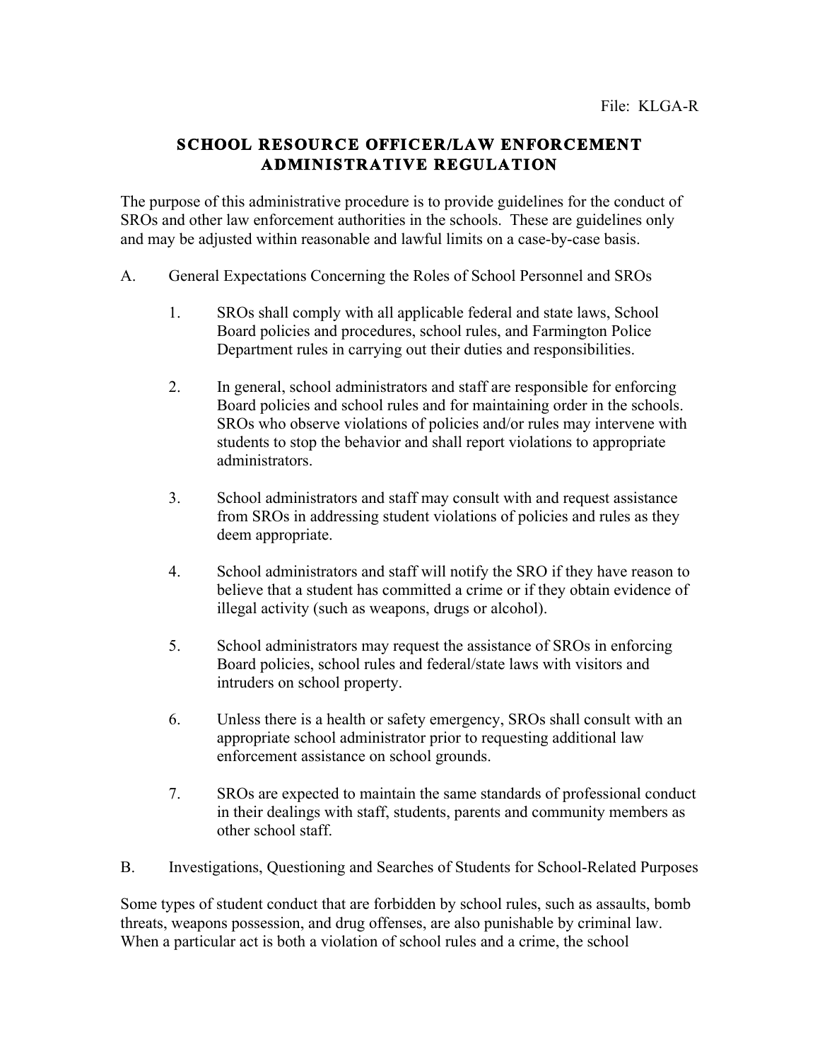File: KLGA-R

# SCHOOL RESOURCE OFFICER/LAW ENFORCEMENT ADMINISTRATIVE REGULATION

The purpose of this administrative procedure is to provide guidelines for the conduct of SROs and other law enforcement authorities in the schools. These are guidelines only and may be adjusted within reasonable and lawful limits on a case-by-case basis.

A. General Expectations Concerning the Roles of School Personnel and SROs

1. SROs shall comply with all applicable federal and state laws, School Board policies and procedures, school rules, and Farmington Police Department rules in carrying out their duties and responsibilities.

2. In general, school administrators and staff are responsible for enforcing Board policies and school rules and for maintaining order in the schools. SROs who observe violations of policies and/or rules may intervene with students to stop the behavior and shall report violations to appropriate administrators.

3. School administrators and staff may consult with and request assistance from SROs in addressing student violations of policies and rules as they deem appropriate.

4. School administrators and staff will notify the SRO if they have reason to believe that a student has committed a crime or if they obtain evidence of illegal activity (such as weapons, drugs or alcohol).

5. School administrators may request the assistance of SROs in enforcing Board policies, school rules and federal/state laws with visitors and intruders on school property.

6. Unless there is a health or safety emergency, SROs shall consult with an appropriate school administrator prior to requesting additional law enforcement assistance on school grounds.

7. SROs are expected to maintain the same standards of professional conduct in their dealings with staff, students, parents and community members as other school staff.

B. Investigations, Questioning and Searches of Students for School-Related Purposes

Some types of student conduct that are forbidden by school rules, such as assaults, bomb threats, weapons possession, and drug offenses, are also punishable by criminal law. When a particular act is both a violation of school rules and a crime, the school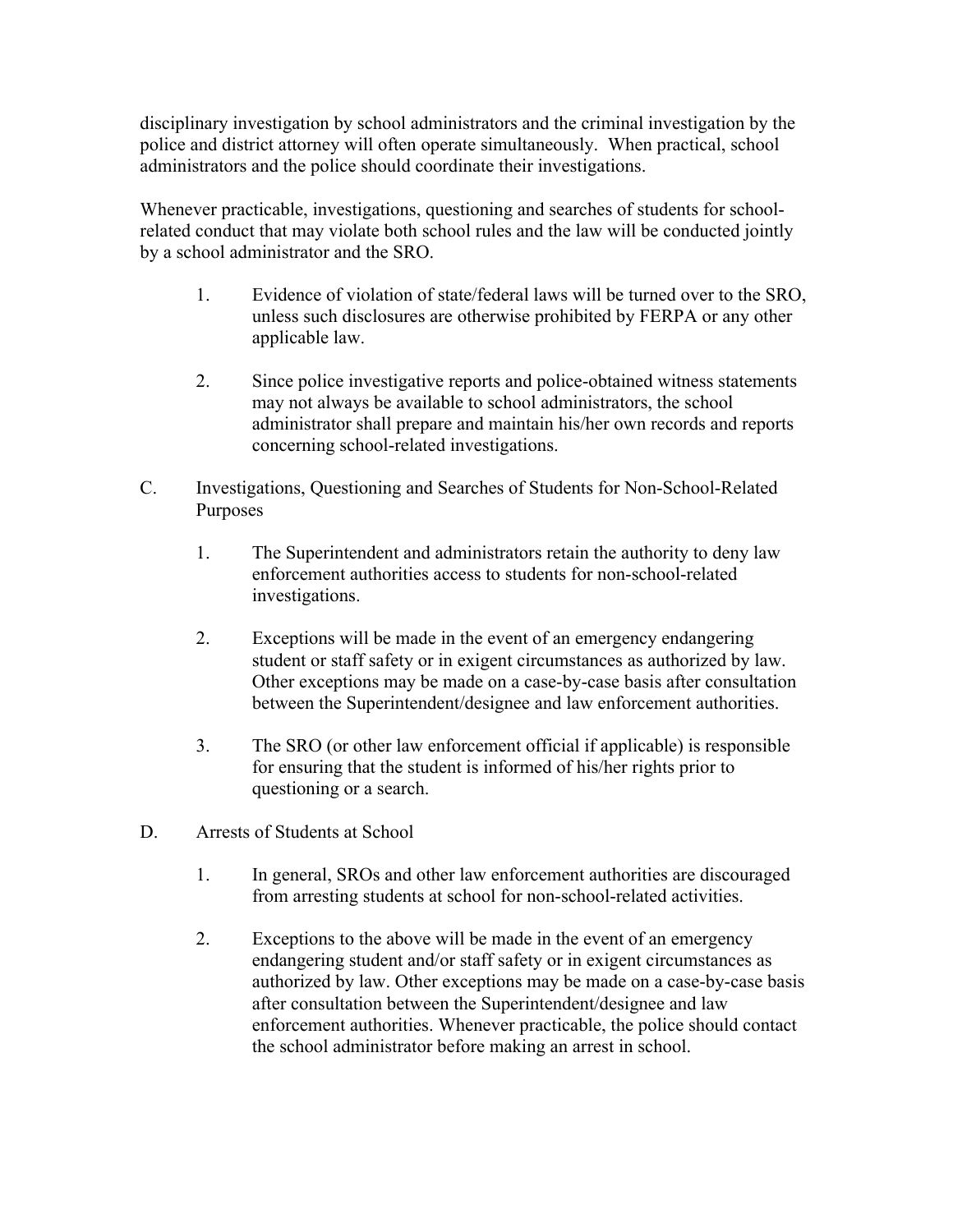disciplinary investigation by school administrators and the criminal investigation by the police and district attorney will often operate simultaneously. When practical, school administrators and the police should coordinate their investigations.

Whenever practicable, investigations, questioning and searches of students for school-related conduct that may violate both school rules and the law will be conducted jointly by a school administrator and the SRO.

1. Evidence of violation of state/federal laws will be turned over to the SRO, unless such disclosures are otherwise prohibited by FERPA or any other applicable law.

2. Since police investigative reports and police-obtained witness statements may not always be available to school administrators, the school administrator shall prepare and maintain his/her own records and reports concerning school-related investigations.

C. Investigations, Questioning and Searches of Students for Non-School-Related Purposes

1. The Superintendent and administrators retain the authority to deny law enforcement authorities access to students for non-school-related investigations.

2. Exceptions will be made in the event of an emergency endangering student or staff safety or in exigent circumstances as authorized by law. Other exceptions may be made on a case-by-case basis after consultation between the Superintendent/designee and law enforcement authorities.

3. The SRO (or other law enforcement official if applicable) is responsible for ensuring that the student is informed of his/her rights prior to questioning or a search.

D. Arrests of Students at School

1. In general, SROs and other law enforcement authorities are discouraged from arresting students at school for non-school-related activities.

2. Exceptions to the above will be made in the event of an emergency endangering student and/or staff safety or in exigent circumstances as authorized by law. Other exceptions may be made on a case-by-case basis after consultation between the Superintendent/designee and law enforcement authorities. Whenever practicable, the police should contact the school administrator before making an arrest in school.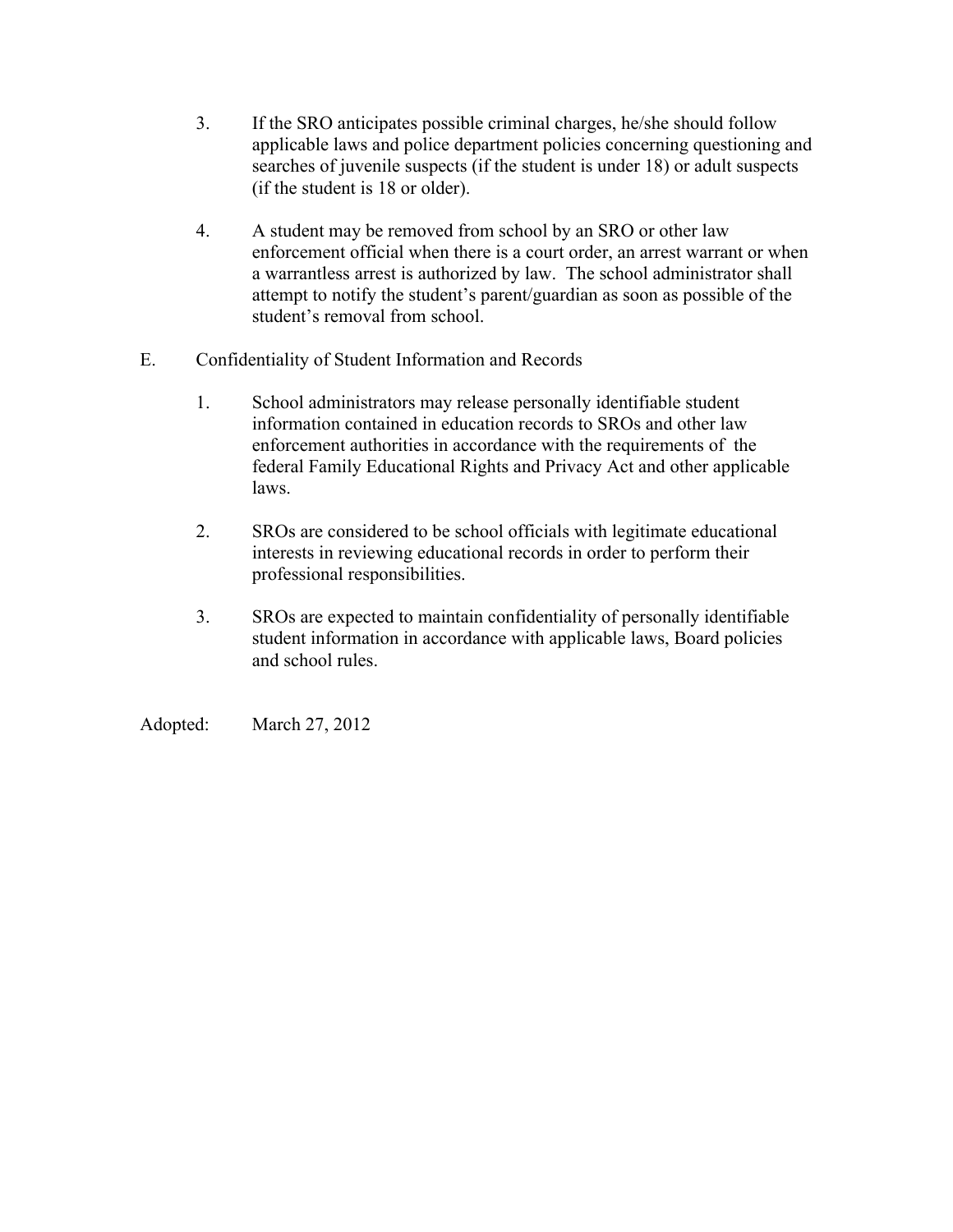3. If the SRO anticipates possible criminal charges, he/she should follow applicable laws and police department policies concerning questioning and searches of juvenile suspects (if the student is under 18) or adult suspects (if the student is 18 or older).

4. A student may be removed from school by an SRO or other law enforcement official when there is a court order, an arrest warrant or when a warrantless arrest is authorized by law. The school administrator shall attempt to notify the student's parent/guardian as soon as possible of the student's removal from school.

E. Confidentiality of Student Information and Records

1. School administrators may release personally identifiable student information contained in education records to SROs and other law enforcement authorities in accordance with the requirements of the federal Family Educational Rights and Privacy Act and other applicable laws.

2. SROs are considered to be school officials with legitimate educational interests in reviewing educational records in order to perform their professional responsibilities.

3. SROs are expected to maintain confidentiality of personally identifiable student information in accordance with applicable laws, Board policies and school rules.

Adopted: March 27, 2012